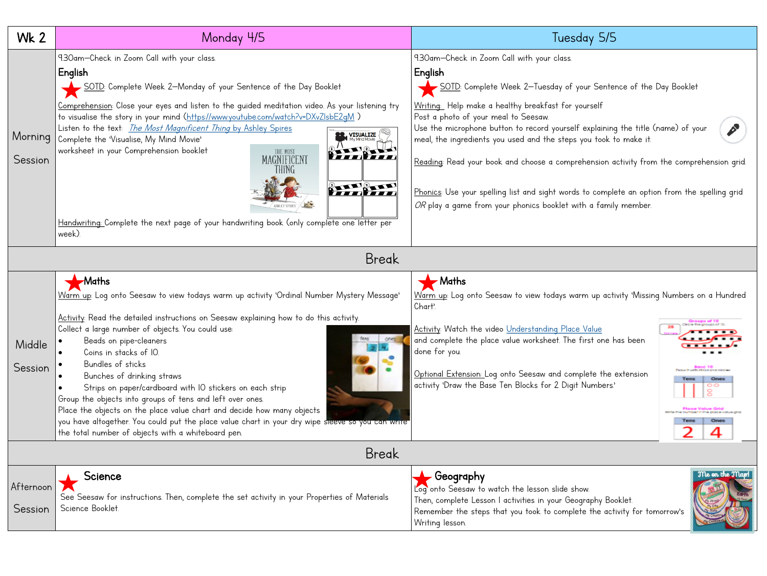| Wk 2 | Monday 4/5 | Tuesday 5/5 |
|---|---|---|
| Morning Session | 9.30am—Check in Zoom Call with your class.<br>**English**<br>SOTD: Complete Week 2—Monday of your Sentence of the Day Booklet<br>Comprehension: Close your eyes and listen to the guided meditation video. As your listening try to visualise the story in your mind (https://www.youtube.com/watch?v=DXvZlsbE2gM )<br>Listen to the text: *The Most Magnificent Thing* by Ashley Spires<br>Complete the 'Visualise, My Mind Movie' worksheet in your Comprehension booklet<br>Handwriting: Complete the next page of your handwriting book (only complete one letter per week). | 9.30am—Check in Zoom Call with your class.<br>**English**<br>SOTD: Complete Week 2—Tuesday of your Sentence of the Day Booklet<br>Writing: Help make a healthy breakfast for yourself<br>Post a photo of your meal to Seesaw.<br>Use the microphone button to record yourself explaining the title (name) of your meal, the ingredients you used and the steps you took to make it.<br>Reading: Read your book and choose a comprehension activity from the comprehension grid.<br>Phonics: Use your spelling list and sight words to complete an option from the spelling grid *OR* play a game from your phonics booklet with a family member. |
| Break | | |
| Middle Session | **Maths**<br>Warm up: Log onto Seesaw to view todays warm up activity 'Ordinal Number Mystery Message'<br>Activity: Read the detailed instructions on Seesaw explaining how to do this activity.<br>Collect a large number of objects. You could use:<br>• Beads on pipe-cleaners<br>• Coins in stacks of 10.<br>• Bundles of sticks<br>• Bunches of drinking straws<br>• Strips on paper/cardboard with 10 stickers on each strip<br>Group the objects into groups of tens and left over ones.<br>Place the objects on the place value chart and decide how many objects you have altogether. You could put the place value chart in your dry wipe sleeve so you can write the total number of objects with a whiteboard pen. | **Maths**<br>Warm up: Log onto Seesaw to view todays warm up activity 'Missing Numbers on a Hundred Chart'.<br>Activity: Watch the video Understanding Place Value and complete the place value worksheet. The first one has been done for you.<br>Optional Extension: Log onto Seesaw and complete the extension activity 'Draw the Base Ten Blocks for 2 Digit Numbers.' |
| Break | | |
| Afternoon Session | **Science**<br>See Seesaw for instructions. Then, complete the set activity in your Properties of Materials Science Booklet. | **Geography**<br>Log onto Seesaw to watch the lesson slide show.<br>Then, complete Lesson 1 activities in your Geography Booklet.<br>Remember the steps that you took to complete the activity for tomorrow's Writing lesson. |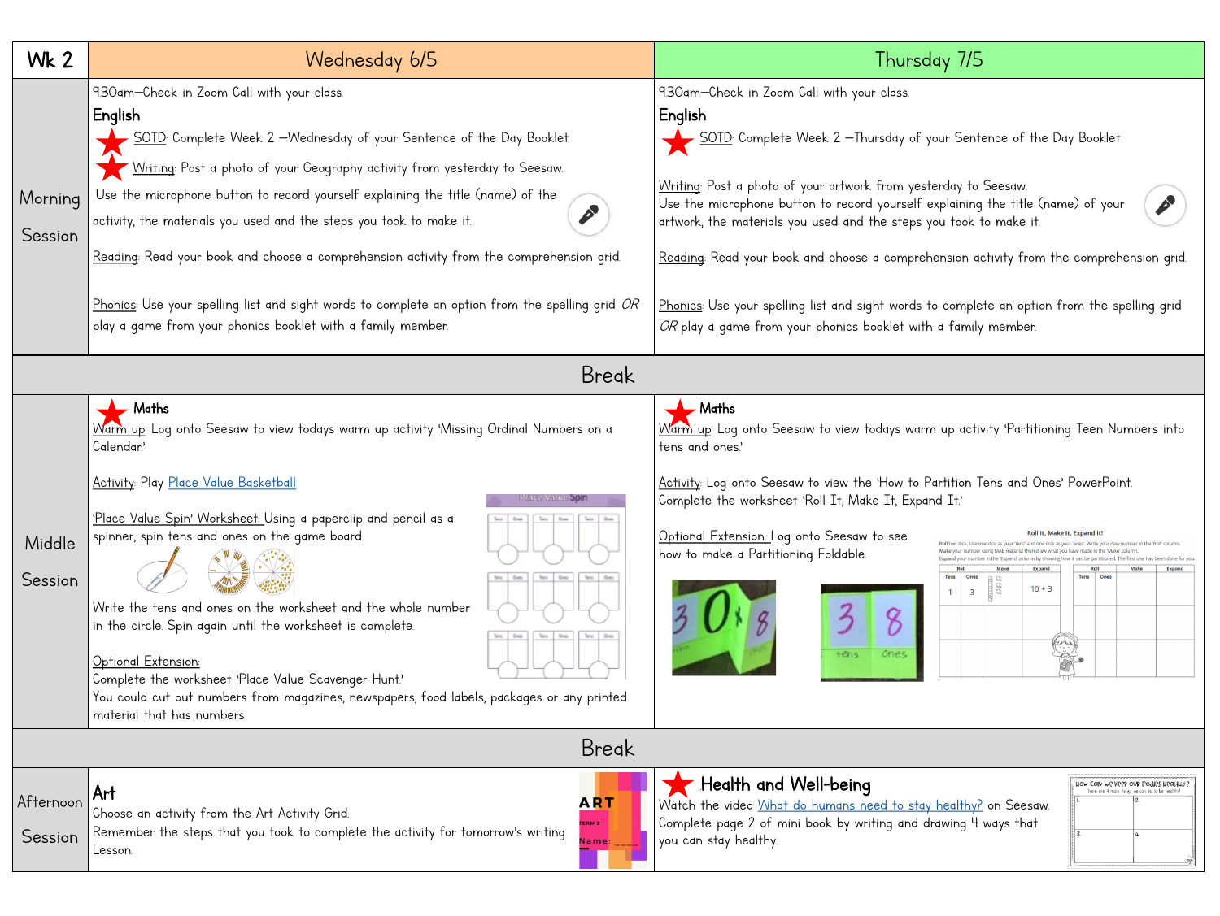| Wk 2 | Wednesday 6/5 | Thursday 7/5 |
| --- | --- | --- |
| Morning Session | 9.30am—Check in Zoom Call with your class.<br>**English**<br>SOTD: Complete Week 2 —Wednesday of your Sentence of the Day Booklet<br>Writing: Post a photo of your Geography activity from yesterday to Seesaw. Use the microphone button to record yourself explaining the title (name) of the activity, the materials you used and the steps you took to make it.<br>Reading: Read your book and choose a comprehension activity from the comprehension grid.<br>Phonics: Use your spelling list and sight words to complete an option from the spelling grid *OR* play a game from your phonics booklet with a family member. | 9.30am—Check in Zoom Call with your class.<br>**English**<br>SOTD: Complete Week 2 —Thursday of your Sentence of the Day Booklet<br>Writing: Post a photo of your artwork from yesterday to Seesaw. Use the microphone button to record yourself explaining the title (name) of your artwork, the materials you used and the steps you took to make it.<br>Reading: Read your book and choose a comprehension activity from the comprehension grid.<br>Phonics: Use your spelling list and sight words to complete an option from the spelling grid *OR* play a game from your phonics booklet with a family member. |
| Break | | |
| Middle Session | **Maths**<br>Warm up: Log onto Seesaw to view todays warm up activity 'Missing Ordinal Numbers on a Calendar.'<br>Activity: Play Place Value Basketball<br>'Place Value Spin' Worksheet: Using a paperclip and pencil as a spinner, spin tens and ones on the game board.<br>Write the tens and ones on the worksheet and the whole number in the circle. Spin again until the worksheet is complete.<br>Optional Extension:<br>Complete the worksheet 'Place Value Scavenger Hunt.'<br>You could cut out numbers from magazines, newspapers, food labels, packages or any printed material that has numbers | **Maths**<br>Warm up: Log onto Seesaw to view todays warm up activity 'Partitioning Teen Numbers into tens and ones.'<br>Activity: Log onto Seesaw to view the 'How to Partition Tens and Ones' PowerPoint. Complete the worksheet 'Roll It, Make It, Expand It.'<br>Optional Extension: Log onto Seesaw to see how to make a Partitioning Foldable. |
| Break | | |
| Afternoon Session | **Art**<br>Choose an activity from the Art Activity Grid.<br>Remember the steps that you took to complete the activity for tomorrow's writing Lesson. | **Health and Well-being**<br>Watch the video What do humans need to stay healthy? on Seesaw. Complete page 2 of mini book by writing and drawing 4 ways that you can stay healthy. |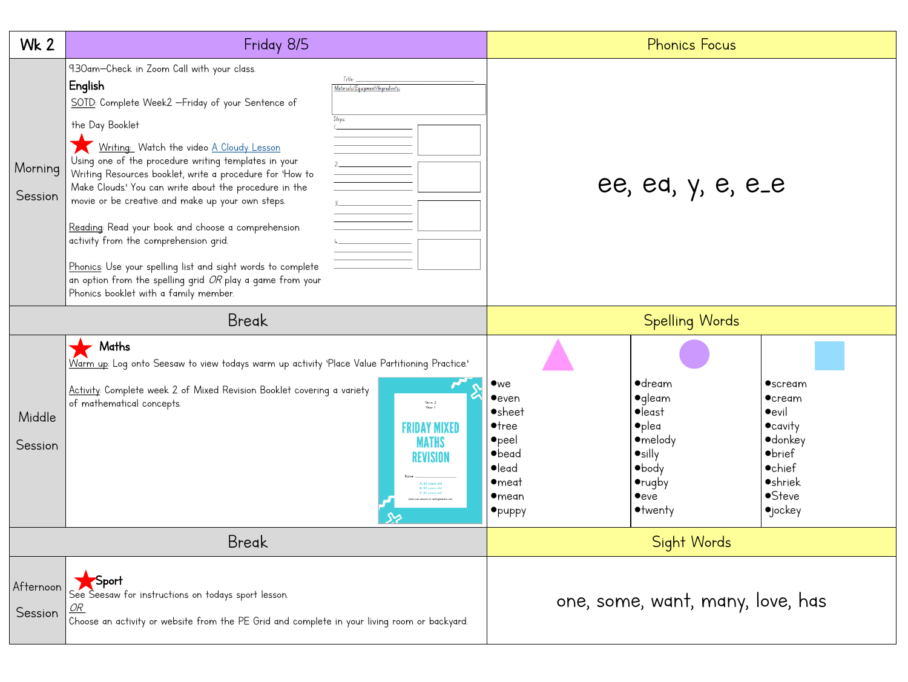| Wk 2 | Friday 8/5 | Phonics Focus |
|---|---|---|
| Morning Session | 9.30am—Check in Zoom Call with your class.<br><br>**English**<br><br>SOTD: Complete Week2 —Friday of your Sentence of the Day Booklet<br><br>Writing: Watch the video A Cloudy Lesson<br>Using one of the procedure writing templates in your Writing Resources booklet, write a procedure for 'How to Make Clouds.' You can write about the procedure in the movie or be creative and make up your own steps.<br><br>Title:<br>Materials/Equipment/Ingredients:<br>Steps:<br>1.<br>2.<br>3.<br>4.<br><br>Reading: Read your book and choose a comprehension activity from the comprehension grid.<br><br>Phonics: Use your spelling list and sight words to complete an option from the spelling grid *OR* play a game from your Phonics booklet with a family member. | ee, ea, y, e, e_e |
| | **Break** | **Spelling Words** |
| Middle Session | **Maths**<br><br>Warm up: Log onto Seesaw to view todays warm up activity 'Place Value Partitioning Practice.'<br><br>Activity: Complete week 2 of Mixed Revision Booklet covering a variety of mathematical concepts.<br><br>Term 2<br>Year 1<br>FRIDAY MIXED MATHS REVISION<br>Name: | ▲: we, even, sheet, tree, peel, bead, lead, meat, mean, puppy<br><br>●: dream, gleam, least, plea, melody, silly, body, rugby, eve, twenty<br><br>■: scream, cream, evil, cavity, donkey, brief, chief, shriek, Steve, jockey |
| | **Break** | **Sight Words** |
| Afternoon Session | **Sport**<br><br>See Seesaw for instructions on todays sport lesson.<br>*OR*<br>Choose an activity or website from the PE Grid and complete in your living room or backyard. | one, some, want, many, love, has |